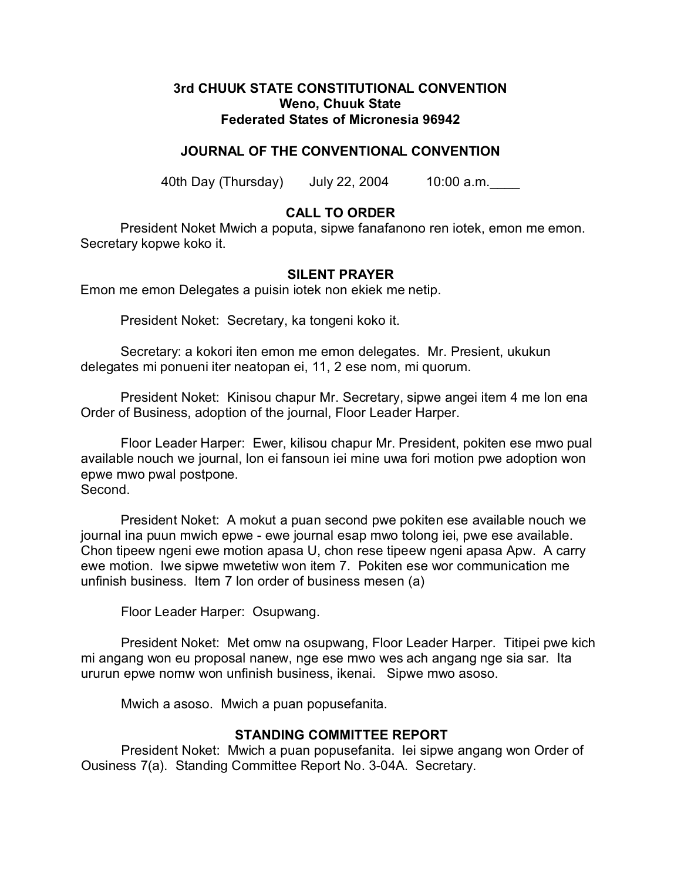**3rd CHUUK STATE CONSTITUTIONAL CONVENTION**
**Weno, Chuuk State**
**Federated States of Micronesia 96942**

**JOURNAL OF THE CONVENTIONAL CONVENTION**

40th Day (Thursday) July 22, 2004 10:00 a.m.____

## CALL TO ORDER

President Noket Mwich a poputa, sipwe fanafanono ren iotek, emon me emon. Secretary kopwe koko it.

## SILENT PRAYER

Emon me emon Delegates a puisin iotek non ekiek me netip.

President Noket: Secretary, ka tongeni koko it.

Secretary: a kokori iten emon me emon delegates. Mr. Presient, ukukun delegates mi ponueni iter neatopan ei, 11, 2 ese nom, mi quorum.

President Noket: Kinisou chapur Mr. Secretary, sipwe angei item 4 me lon ena Order of Business, adoption of the journal, Floor Leader Harper.

Floor Leader Harper: Ewer, kilisou chapur Mr. President, pokiten ese mwo pual available nouch we journal, lon ei fansoun iei mine uwa fori motion pwe adoption won epwe mwo pwal postpone.
Second.

President Noket: A mokut a puan second pwe pokiten ese available nouch we journal ina puun mwich epwe - ewe journal esap mwo tolong iei, pwe ese available. Chon tipeew ngeni ewe motion apasa U, chon rese tipeew ngeni apasa Apw. A carry ewe motion. Iwe sipwe mwetetiw won item 7. Pokiten ese wor communication me unfinish business. Item 7 lon order of business mesen (a)

Floor Leader Harper: Osupwang.

President Noket: Met omw na osupwang, Floor Leader Harper. Titipei pwe kich mi angang won eu proposal nanew, nge ese mwo wes ach angang nge sia sar. Ita ururun epwe nomw won unfinish business, ikenai. Sipwe mwo asoso.

Mwich a asoso. Mwich a puan popusefanita.

## STANDING COMMITTEE REPORT

President Noket: Mwich a puan popusefanita. Iei sipwe angang won Order of Ousiness 7(a). Standing Committee Report No. 3-04A. Secretary.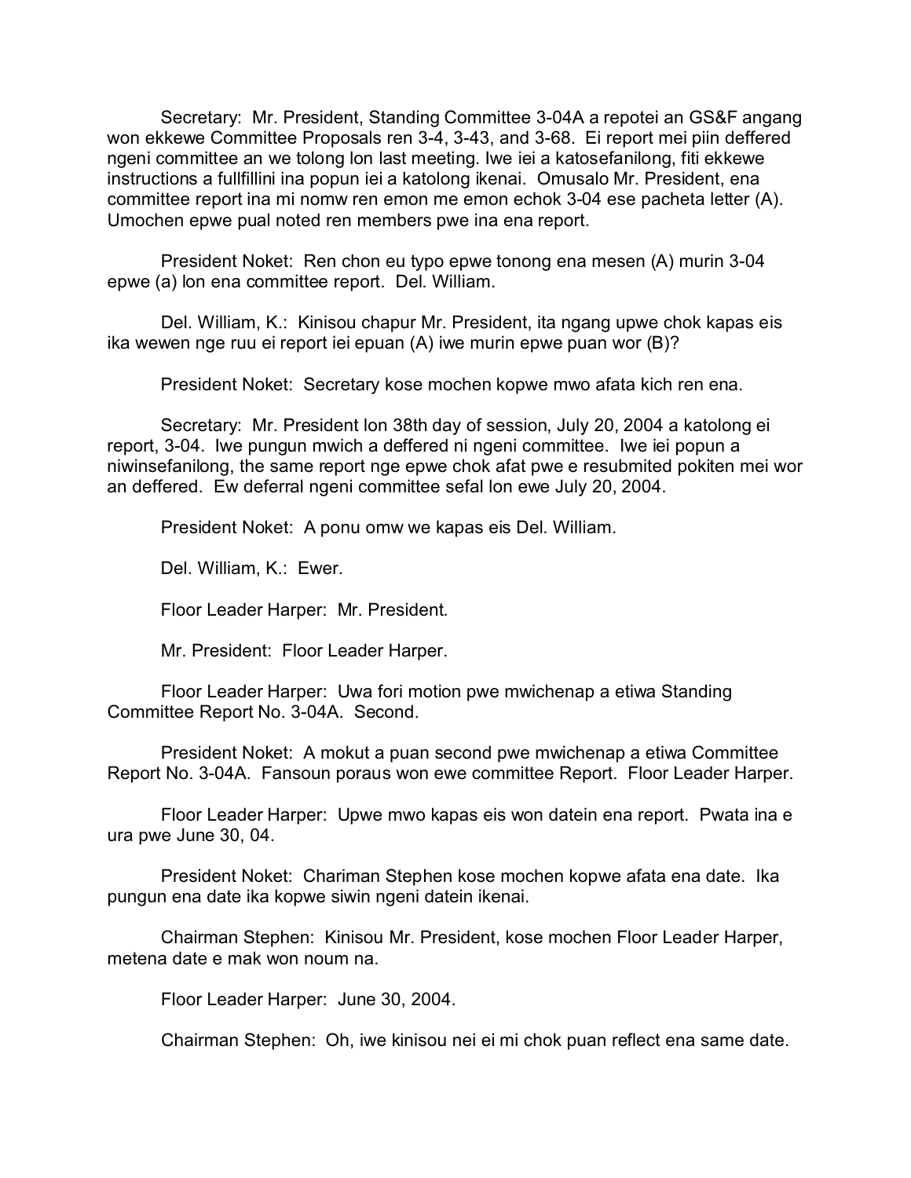Secretary: Mr. President, Standing Committee 3-04A a repotei an GS&F angang won ekkewe Committee Proposals ren 3-4, 3-43, and 3-68. Ei report mei piin deffered ngeni committee an we tolong lon last meeting. Iwe iei a katosefanilong, fiti ekkewe instructions a fullfillini ina popun iei a katolong ikenai. Omusalo Mr. President, ena committee report ina mi nomw ren emon me emon echok 3-04 ese pacheta letter (A). Umochen epwe pual noted ren members pwe ina ena report.

President Noket: Ren chon eu typo epwe tonong ena mesen (A) murin 3-04 epwe (a) lon ena committee report. Del. William.

Del. William, K.: Kinisou chapur Mr. President, ita ngang upwe chok kapas eis ika wewen nge ruu ei report iei epuan (A) iwe murin epwe puan wor (B)?

President Noket: Secretary kose mochen kopwe mwo afata kich ren ena.

Secretary: Mr. President lon 38th day of session, July 20, 2004 a katolong ei report, 3-04. Iwe pungun mwich a deffered ni ngeni committee. Iwe iei popun a niwinsefanilong, the same report nge epwe chok afat pwe e resubmited pokiten mei wor an deffered. Ew deferral ngeni committee sefal lon ewe July 20, 2004.

President Noket: A ponu omw we kapas eis Del. William.

Del. William, K.: Ewer.

Floor Leader Harper: Mr. President.

Mr. President: Floor Leader Harper.

Floor Leader Harper: Uwa fori motion pwe mwichenap a etiwa Standing Committee Report No. 3-04A. Second.

President Noket: A mokut a puan second pwe mwichenap a etiwa Committee Report No. 3-04A. Fansoun poraus won ewe committee Report. Floor Leader Harper.

Floor Leader Harper: Upwe mwo kapas eis won datein ena report. Pwata ina e ura pwe June 30, 04.

President Noket: Chariman Stephen kose mochen kopwe afata ena date. Ika pungun ena date ika kopwe siwin ngeni datein ikenai.

Chairman Stephen: Kinisou Mr. President, kose mochen Floor Leader Harper, metena date e mak won noum na.

Floor Leader Harper: June 30, 2004.

Chairman Stephen: Oh, iwe kinisou nei ei mi chok puan reflect ena same date.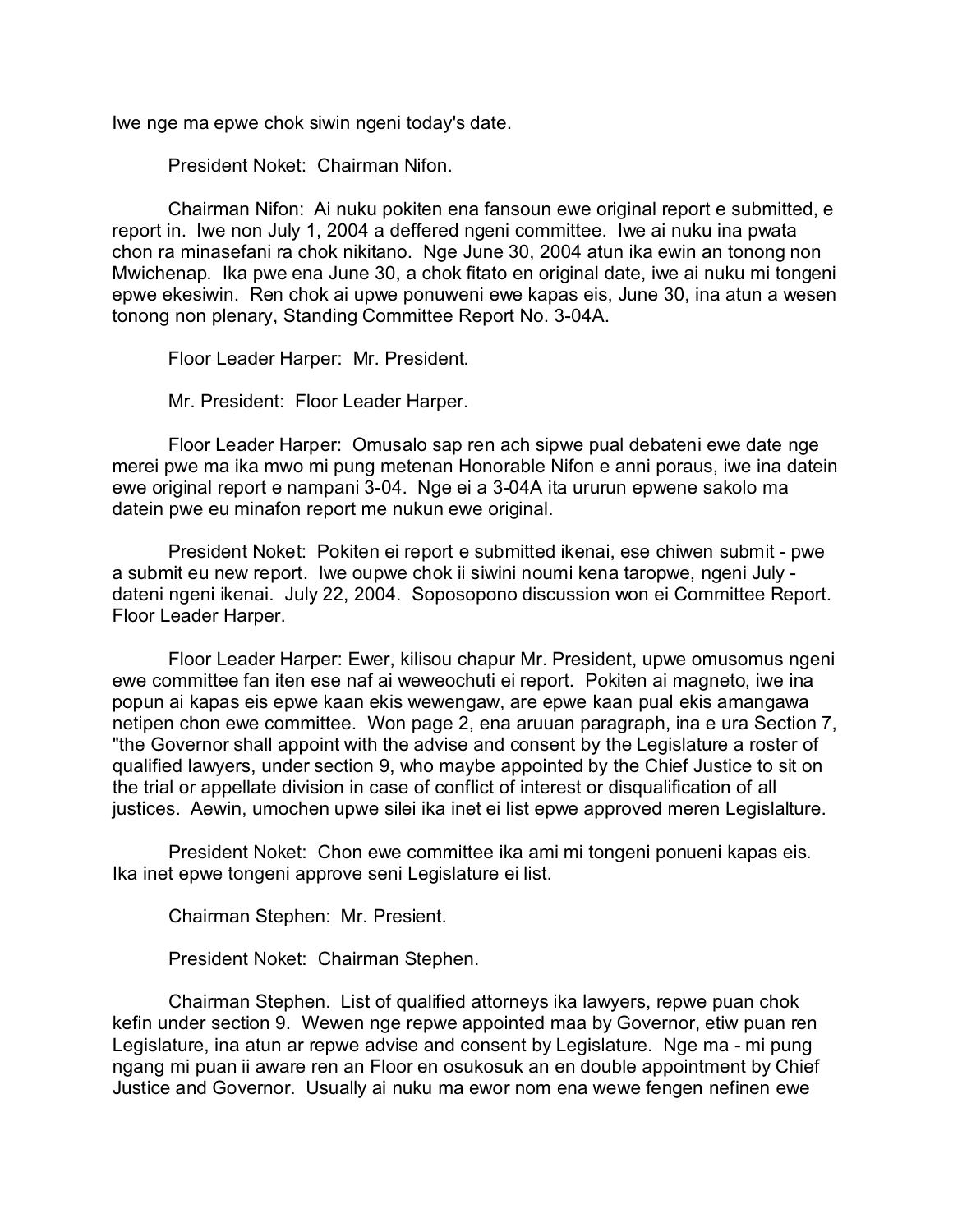Iwe nge ma epwe chok siwin ngeni today's date.

President Noket: Chairman Nifon.

Chairman Nifon: Ai nuku pokiten ena fansoun ewe original report e submitted, e report in. Iwe non July 1, 2004 a deffered ngeni committee. Iwe ai nuku ina pwata chon ra minasefani ra chok nikitano. Nge June 30, 2004 atun ika ewin an tonong non Mwichenap. Ika pwe ena June 30, a chok fitato en original date, iwe ai nuku mi tongeni epwe ekesiwin. Ren chok ai upwe ponuweni ewe kapas eis, June 30, ina atun a wesen tonong non plenary, Standing Committee Report No. 3-04A.

Floor Leader Harper: Mr. President.

Mr. President: Floor Leader Harper.

Floor Leader Harper: Omusalo sap ren ach sipwe pual debateni ewe date nge merei pwe ma ika mwo mi pung metenan Honorable Nifon e anni poraus, iwe ina datein ewe original report e nampani 3-04. Nge ei a 3-04A ita ururun epwene sakolo ma datein pwe eu minafon report me nukun ewe original.

President Noket: Pokiten ei report e submitted ikenai, ese chiwen submit - pwe a submit eu new report. Iwe oupwe chok ii siwini noumi kena taropwe, ngeni July - dateni ngeni ikenai. July 22, 2004. Soposopono discussion won ei Committee Report. Floor Leader Harper.

Floor Leader Harper: Ewer, kilisou chapur Mr. President, upwe omusomus ngeni ewe committee fan iten ese naf ai weweochuti ei report. Pokiten ai magneto, iwe ina popun ai kapas eis epwe kaan ekis wewengaw, are epwe kaan pual ekis amangawa netipen chon ewe committee. Won page 2, ena aruuan paragraph, ina e ura Section 7, "the Governor shall appoint with the advise and consent by the Legislature a roster of qualified lawyers, under section 9, who maybe appointed by the Chief Justice to sit on the trial or appellate division in case of conflict of interest or disqualification of all justices. Aewin, umochen upwe silei ika inet ei list epwe approved meren Legislalture.

President Noket: Chon ewe committee ika ami mi tongeni ponueni kapas eis. Ika inet epwe tongeni approve seni Legislature ei list.

Chairman Stephen: Mr. Presient.

President Noket: Chairman Stephen.

Chairman Stephen. List of qualified attorneys ika lawyers, repwe puan chok kefin under section 9. Wewen nge repwe appointed maa by Governor, etiw puan ren Legislature, ina atun ar repwe advise and consent by Legislature. Nge ma - mi pung ngang mi puan ii aware ren an Floor en osukosuk an en double appointment by Chief Justice and Governor. Usually ai nuku ma ewor nom ena wewe fengen nefinen ewe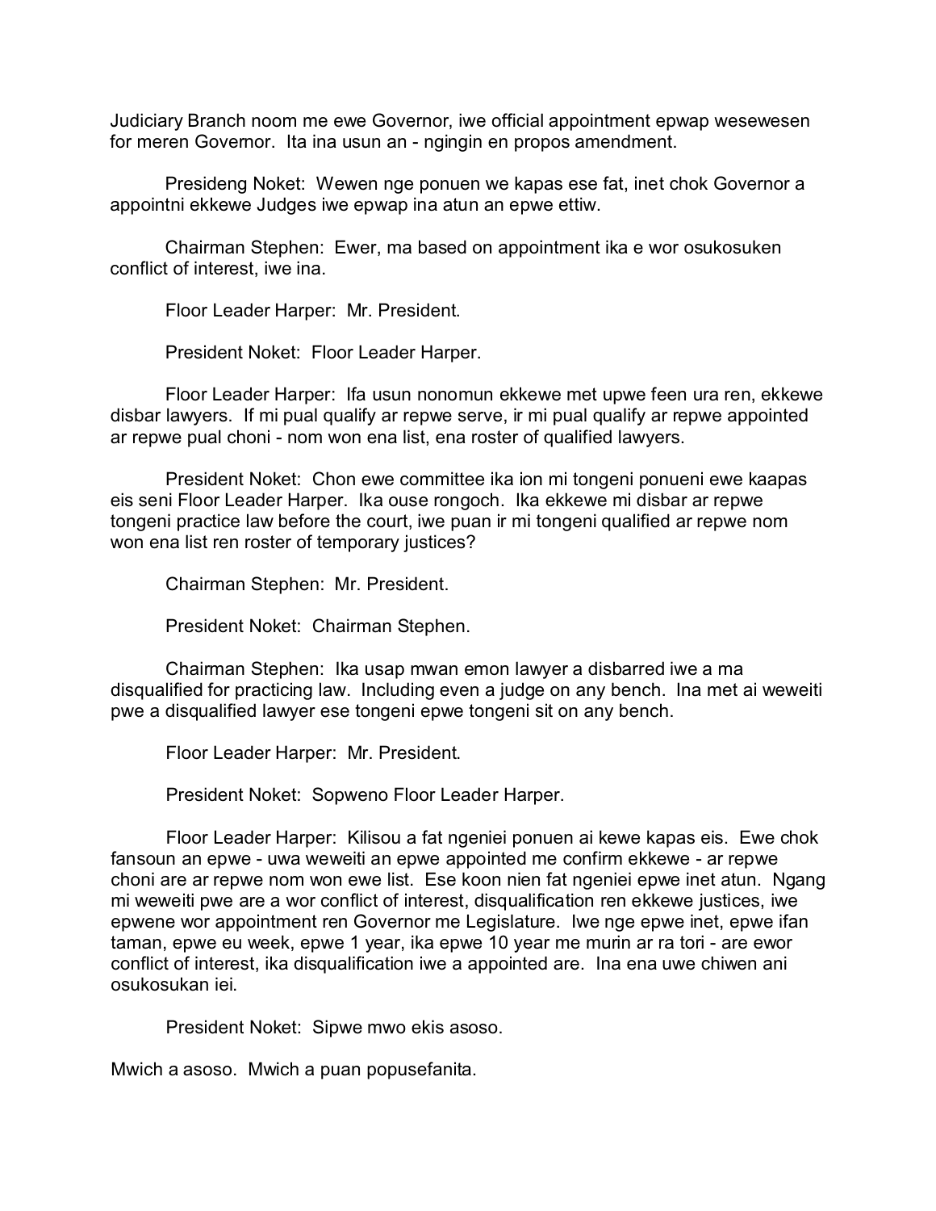Judiciary Branch noom me ewe Governor, iwe official appointment epwap wesewesen for meren Governor. Ita ina usun an - ngingin en propos amendment.

Presideng Noket: Wewen nge ponuen we kapas ese fat, inet chok Governor a appointni ekkewe Judges iwe epwap ina atun an epwe ettiw.

Chairman Stephen: Ewer, ma based on appointment ika e wor osukosuken conflict of interest, iwe ina.

Floor Leader Harper: Mr. President.

President Noket: Floor Leader Harper.

Floor Leader Harper: Ifa usun nonomun ekkewe met upwe feen ura ren, ekkewe disbar lawyers. If mi pual qualify ar repwe serve, ir mi pual qualify ar repwe appointed ar repwe pual choni - nom won ena list, ena roster of qualified lawyers.

President Noket: Chon ewe committee ika ion mi tongeni ponueni ewe kaapas eis seni Floor Leader Harper. Ika ouse rongoch. Ika ekkewe mi disbar ar repwe tongeni practice law before the court, iwe puan ir mi tongeni qualified ar repwe nom won ena list ren roster of temporary justices?

Chairman Stephen: Mr. President.

President Noket: Chairman Stephen.

Chairman Stephen: Ika usap mwan emon lawyer a disbarred iwe a ma disqualified for practicing law. Including even a judge on any bench. Ina met ai weweiti pwe a disqualified lawyer ese tongeni epwe tongeni sit on any bench.

Floor Leader Harper: Mr. President.

President Noket: Sopweno Floor Leader Harper.

Floor Leader Harper: Kilisou a fat ngeniei ponuen ai kewe kapas eis. Ewe chok fansoun an epwe - uwa weweiti an epwe appointed me confirm ekkewe - ar repwe choni are ar repwe nom won ewe list. Ese koon nien fat ngeniei epwe inet atun. Ngang mi weweiti pwe are a wor conflict of interest, disqualification ren ekkewe justices, iwe epwene wor appointment ren Governor me Legislature. Iwe nge epwe inet, epwe ifan taman, epwe eu week, epwe 1 year, ika epwe 10 year me murin ar ra tori - are ewor conflict of interest, ika disqualification iwe a appointed are. Ina ena uwe chiwen ani osukosukan iei.

President Noket: Sipwe mwo ekis asoso.

Mwich a asoso. Mwich a puan popusefanita.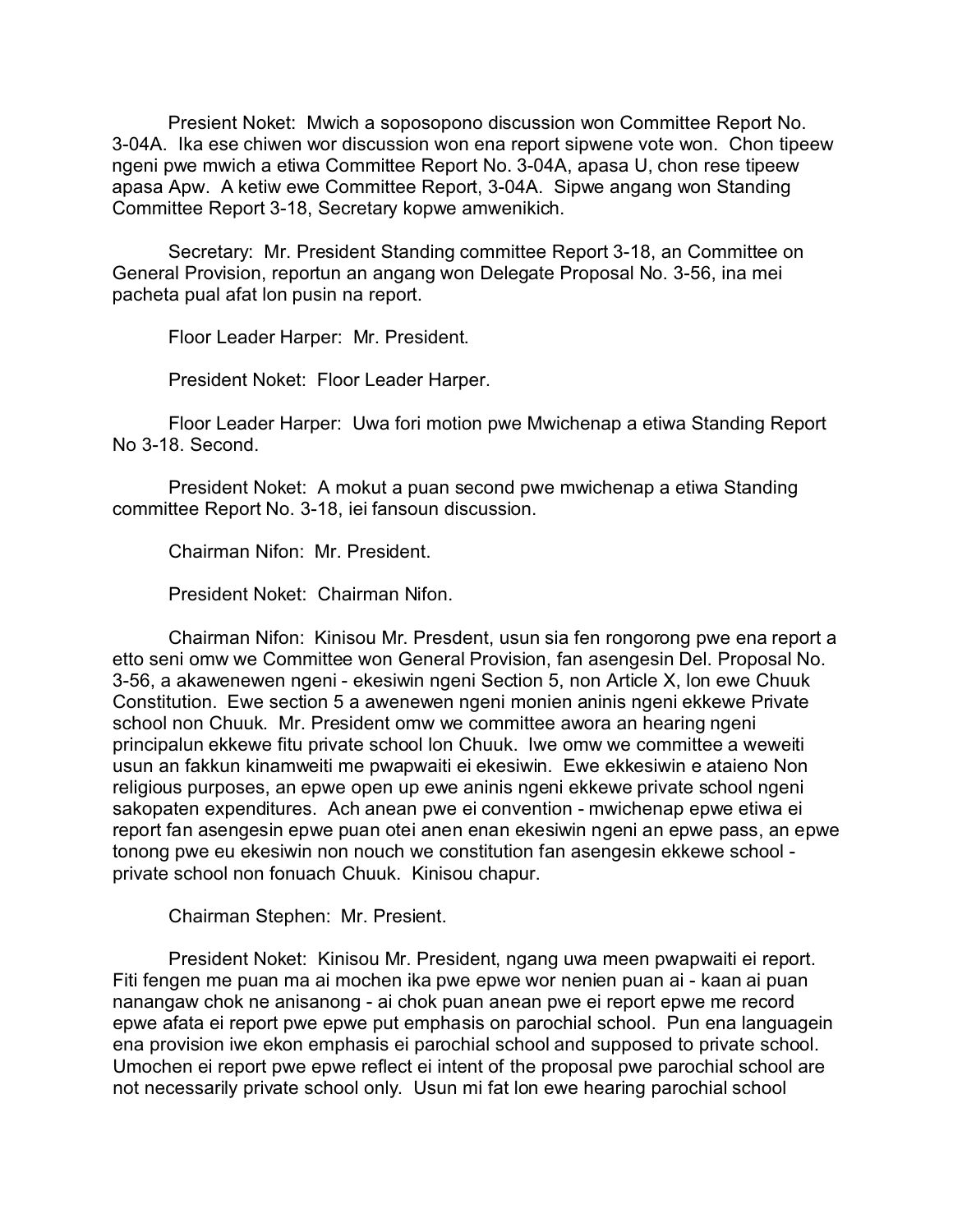President Noket: Mwich a soposopono discussion won Committee Report No. 3-04A. Ika ese chiwen wor discussion won ena report sipwene vote won. Chon tipeew ngeni pwe mwich a etiwa Committee Report No. 3-04A, apasa U, chon rese tipeew apasa Apw. A ketiw ewe Committee Report, 3-04A. Sipwe angang won Standing Committee Report 3-18, Secretary kopwe amwenikich.

Secretary: Mr. President Standing committee Report 3-18, an Committee on General Provision, reportun an angang won Delegate Proposal No. 3-56, ina mei pacheta pual afat lon pusin na report.

Floor Leader Harper: Mr. President.

President Noket: Floor Leader Harper.

Floor Leader Harper: Uwa fori motion pwe Mwichenap a etiwa Standing Report No 3-18. Second.

President Noket: A mokut a puan second pwe mwichenap a etiwa Standing committee Report No. 3-18, iei fansoun discussion.

Chairman Nifon: Mr. President.

President Noket: Chairman Nifon.

Chairman Nifon: Kinisou Mr. Presdent, usun sia fen rongorong pwe ena report a etto seni omw we Committee won General Provision, fan asengesin Del. Proposal No. 3-56, a akawenewen ngeni - ekesiwin ngeni Section 5, non Article X, lon ewe Chuuk Constitution. Ewe section 5 a awenewen ngeni monien aninis ngeni ekkewe Private school non Chuuk. Mr. President omw we committee awora an hearing ngeni principalun ekkewe fitu private school lon Chuuk. Iwe omw we committee a weweiti usun an fakkun kinamweiti me pwapwaiti ei ekesiwin. Ewe ekkesiwin e ataieno Non religious purposes, an epwe open up ewe aninis ngeni ekkewe private school ngeni sakopaten expenditures. Ach anean pwe ei convention - mwichenap epwe etiwa ei report fan asengesin epwe puan otei anen enan ekesiwin ngeni an epwe pass, an epwe tonong pwe eu ekesiwin non nouch we constitution fan asengesin ekkewe school - private school non fonuach Chuuk. Kinisou chapur.

Chairman Stephen: Mr. Presient.

President Noket: Kinisou Mr. President, ngang uwa meen pwapwaiti ei report. Fiti fengen me puan ma ai mochen ika pwe epwe wor nenien puan ai - kaan ai puan nanangaw chok ne anisanong - ai chok puan anean pwe ei report epwe me record epwe afata ei report pwe epwe put emphasis on parochial school. Pun ena languagein ena provision iwe ekon emphasis ei parochial school and supposed to private school. Umochen ei report pwe epwe reflect ei intent of the proposal pwe parochial school are not necessarily private school only. Usun mi fat lon ewe hearing parochial school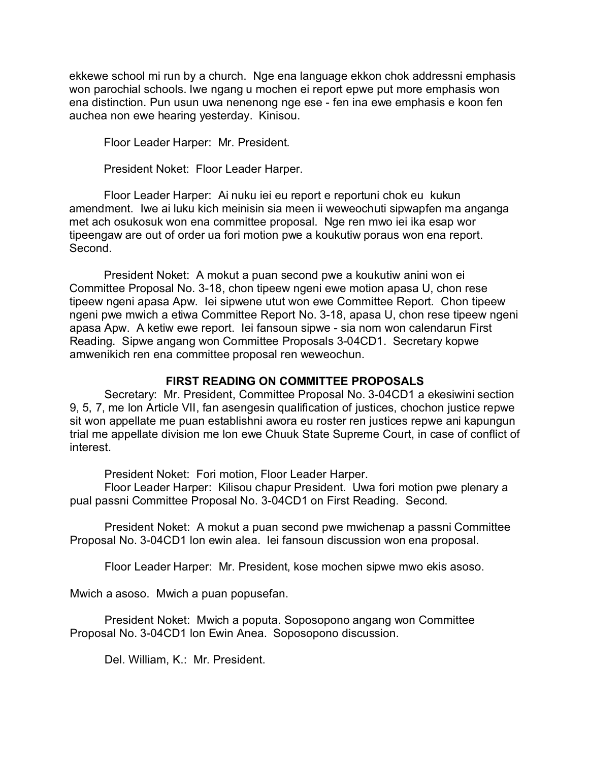ekkewe school mi run by a church. Nge ena language ekkon chok addressni emphasis won parochial schools. Iwe ngang u mochen ei report epwe put more emphasis won ena distinction. Pun usun uwa nenenong nge ese - fen ina ewe emphasis e koon fen auchea non ewe hearing yesterday. Kinisou.

Floor Leader Harper: Mr. President.

President Noket: Floor Leader Harper.

Floor Leader Harper: Ai nuku iei eu report e reportuni chok eu kukun amendment. Iwe ai luku kich meinisin sia meen ii weweochuti sipwapfen ma anganga met ach osukosuk won ena committee proposal. Nge ren mwo iei ika esap wor tipeengaw are out of order ua fori motion pwe a koukutiw poraus won ena report. Second.

President Noket: A mokut a puan second pwe a koukutiw anini won ei Committee Proposal No. 3-18, chon tipeew ngeni ewe motion apasa U, chon rese tipeew ngeni apasa Apw. Iei sipwene utut won ewe Committee Report. Chon tipeew ngeni pwe mwich a etiwa Committee Report No. 3-18, apasa U, chon rese tipeew ngeni apasa Apw. A ketiw ewe report. Iei fansoun sipwe - sia nom won calendarun First Reading. Sipwe angang won Committee Proposals 3-04CD1. Secretary kopwe amwenikich ren ena committee proposal ren weweochun.

### FIRST READING ON COMMITTEE PROPOSALS

Secretary: Mr. President, Committee Proposal No. 3-04CD1 a ekesiwini section 9, 5, 7, me lon Article VII, fan asengesin qualification of justices, chochon justice repwe sit won appellate me puan establishni awora eu roster ren justices repwe ani kapungun trial me appellate division me lon ewe Chuuk State Supreme Court, in case of conflict of interest.

President Noket: Fori motion, Floor Leader Harper.

Floor Leader Harper: Kilisou chapur President. Uwa fori motion pwe plenary a pual passni Committee Proposal No. 3-04CD1 on First Reading. Second.

President Noket: A mokut a puan second pwe mwichenap a passni Committee Proposal No. 3-04CD1 lon ewin alea. Iei fansoun discussion won ena proposal.

Floor Leader Harper: Mr. President, kose mochen sipwe mwo ekis asoso.

Mwich a asoso. Mwich a puan popusefan.

President Noket: Mwich a poputa. Soposopono angang won Committee Proposal No. 3-04CD1 lon Ewin Anea. Soposopono discussion.

Del. William, K.: Mr. President.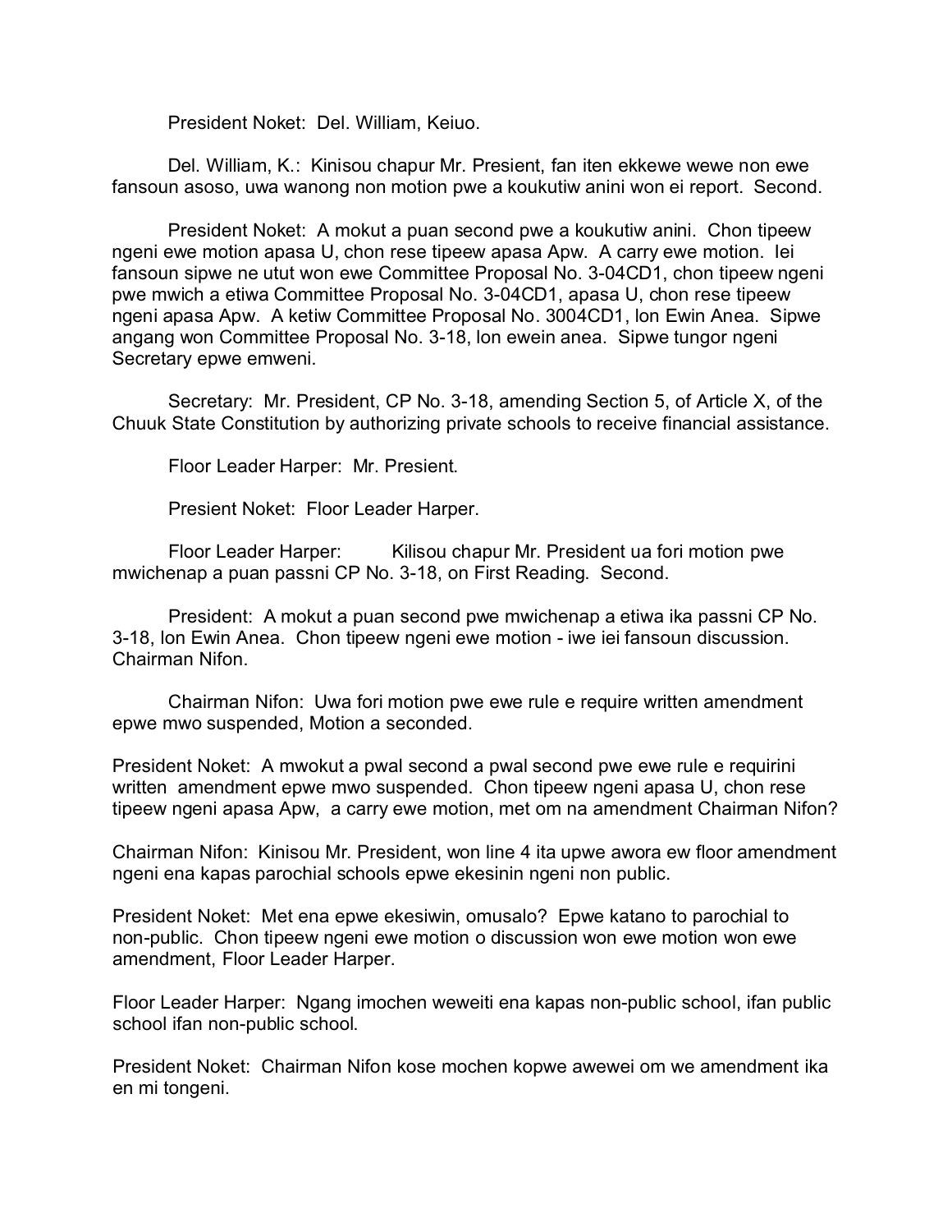President Noket: Del. William, Keiuo.

Del. William, K.: Kinisou chapur Mr. Presient, fan iten ekkewe wewe non ewe fansoun asoso, uwa wanong non motion pwe a koukutiw anini won ei report. Second.

President Noket: A mokut a puan second pwe a koukutiw anini. Chon tipeew ngeni ewe motion apasa U, chon rese tipeew apasa Apw. A carry ewe motion. Iei fansoun sipwe ne utut won ewe Committee Proposal No. 3-04CD1, chon tipeew ngeni pwe mwich a etiwa Committee Proposal No. 3-04CD1, apasa U, chon rese tipeew ngeni apasa Apw. A ketiw Committee Proposal No. 3004CD1, lon Ewin Anea. Sipwe angang won Committee Proposal No. 3-18, lon ewein anea. Sipwe tungor ngeni Secretary epwe emweni.

Secretary: Mr. President, CP No. 3-18, amending Section 5, of Article X, of the Chuuk State Constitution by authorizing private schools to receive financial assistance.

Floor Leader Harper: Mr. Presient.

Presient Noket: Floor Leader Harper.

Floor Leader Harper: Kilisou chapur Mr. President ua fori motion pwe mwichenap a puan passni CP No. 3-18, on First Reading. Second.

President: A mokut a puan second pwe mwichenap a etiwa ika passni CP No. 3-18, lon Ewin Anea. Chon tipeew ngeni ewe motion - iwe iei fansoun discussion. Chairman Nifon.

Chairman Nifon: Uwa fori motion pwe ewe rule e require written amendment epwe mwo suspended, Motion a seconded.

President Noket: A mwokut a pwal second a pwal second pwe ewe rule e requirini written amendment epwe mwo suspended. Chon tipeew ngeni apasa U, chon rese tipeew ngeni apasa Apw, a carry ewe motion, met om na amendment Chairman Nifon?

Chairman Nifon: Kinisou Mr. President, won line 4 ita upwe awora ew floor amendment ngeni ena kapas parochial schools epwe ekesinin ngeni non public.

President Noket: Met ena epwe ekesiwin, omusalo? Epwe katano to parochial to non-public. Chon tipeew ngeni ewe motion o discussion won ewe motion won ewe amendment, Floor Leader Harper.

Floor Leader Harper: Ngang imochen weweiti ena kapas non-public school, ifan public school ifan non-public school.

President Noket: Chairman Nifon kose mochen kopwe awewei om we amendment ika en mi tongeni.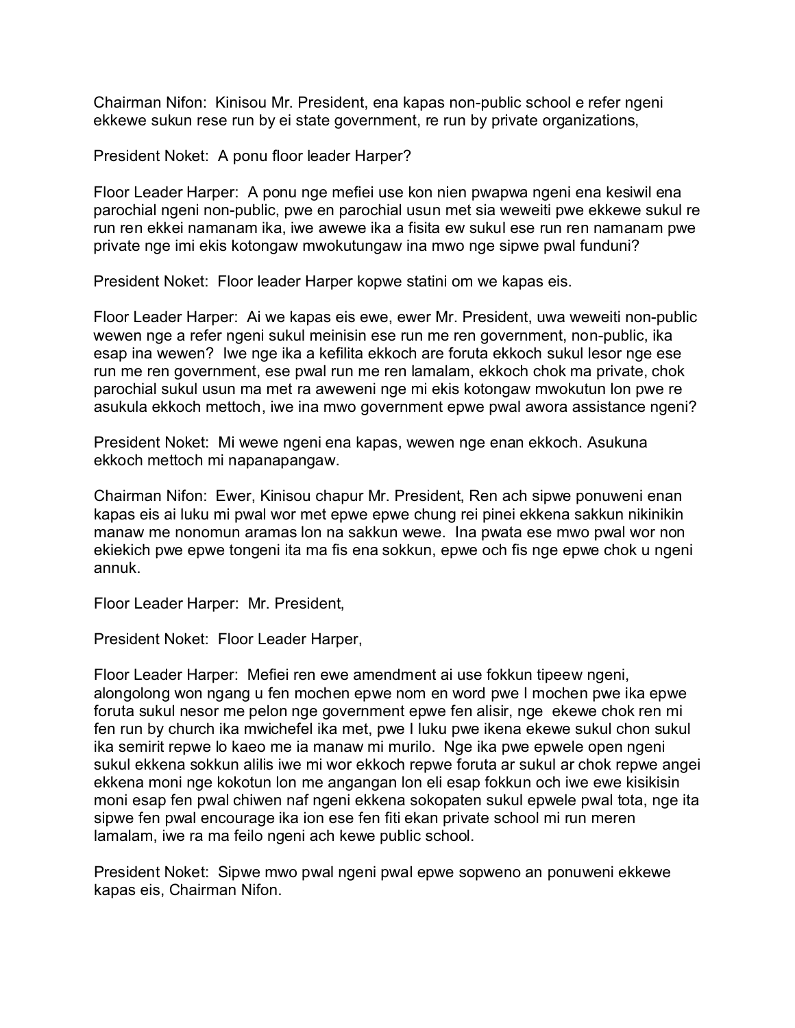Chairman Nifon: Kinisou Mr. President, ena kapas non-public school e refer ngeni ekkewe sukun rese run by ei state government, re run by private organizations,

President Noket: A ponu floor leader Harper?

Floor Leader Harper: A ponu nge mefiei use kon nien pwapwa ngeni ena kesiwil ena parochial ngeni non-public, pwe en parochial usun met sia weweiti pwe ekkewe sukul re run ren ekkei namanam ika, iwe awewe ika a fisita ew sukul ese run ren namanam pwe private nge imi ekis kotongaw mwokutungaw ina mwo nge sipwe pwal funduni?

President Noket: Floor leader Harper kopwe statini om we kapas eis.

Floor Leader Harper: Ai we kapas eis ewe, ewer Mr. President, uwa weweiti non-public wewen nge a refer ngeni sukul meinisin ese run me ren government, non-public, ika esap ina wewen? Iwe nge ika a kefilita ekkoch are foruta ekkoch sukul lesor nge ese run me ren government, ese pwal run me ren lamalam, ekkoch chok ma private, chok parochial sukul usun ma met ra aweweni nge mi ekis kotongaw mwokutun lon pwe re asukula ekkoch mettoch, iwe ina mwo government epwe pwal awora assistance ngeni?

President Noket: Mi wewe ngeni ena kapas, wewen nge enan ekkoch. Asukuna ekkoch mettoch mi napanapangaw.

Chairman Nifon: Ewer, Kinisou chapur Mr. President, Ren ach sipwe ponuweni enan kapas eis ai luku mi pwal wor met epwe epwe chung rei pinei ekkena sakkun nikinikin manaw me nonomun aramas lon na sakkun wewe. Ina pwata ese mwo pwal wor non ekiekich pwe epwe tongeni ita ma fis ena sokkun, epwe och fis nge epwe chok u ngeni annuk.

Floor Leader Harper: Mr. President,

President Noket: Floor Leader Harper,

Floor Leader Harper: Mefiei ren ewe amendment ai use fokkun tipeew ngeni, alongolong won ngang u fen mochen epwe nom en word pwe I mochen pwe ika epwe foruta sukul nesor me pelon nge government epwe fen alisir, nge ekewe chok ren mi fen run by church ika mwichefel ika met, pwe I luku pwe ikena ekewe sukul chon sukul ika semirit repwe lo kaeo me ia manaw mi murilo. Nge ika pwe epwele open ngeni sukul ekkena sokkun alilis iwe mi wor ekkoch repwe foruta ar sukul ar chok repwe angei ekkena moni nge kokotun lon me angangan lon eli esap fokkun och iwe ewe kisikisin moni esap fen pwal chiwen naf ngeni ekkena sokopaten sukul epwele pwal tota, nge ita sipwe fen pwal encourage ika ion ese fen fiti ekan private school mi run meren lamalam, iwe ra ma feilo ngeni ach kewe public school.

President Noket: Sipwe mwo pwal ngeni pwal epwe sopweno an ponuweni ekkewe kapas eis, Chairman Nifon.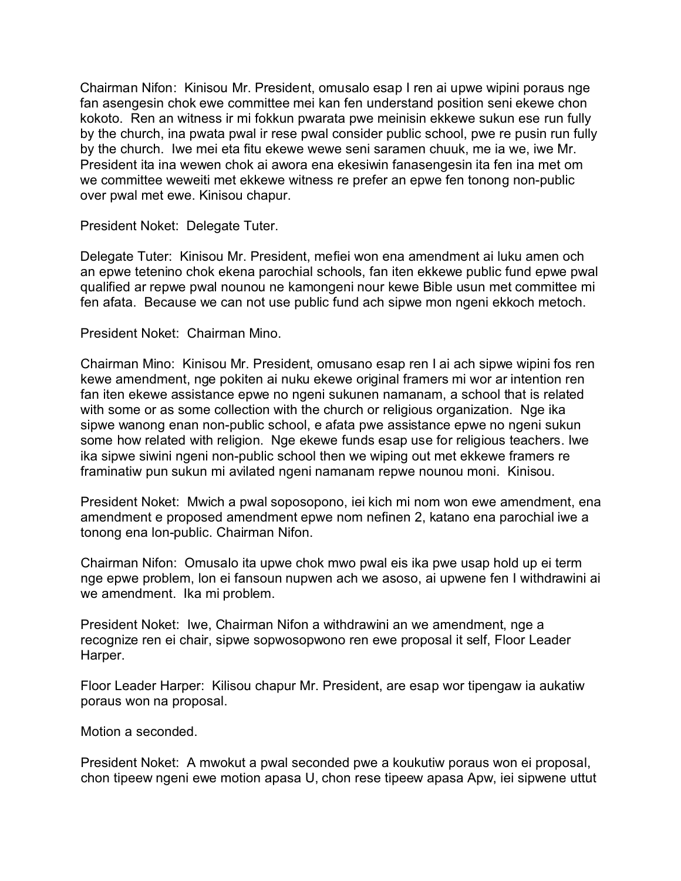Chairman Nifon: Kinisou Mr. President, omusalo esap I ren ai upwe wipini poraus nge fan asengesin chok ewe committee mei kan fen understand position seni ekewe chon kokoto. Ren an witness ir mi fokkun pwarata pwe meinisin ekkewe sukun ese run fully by the church, ina pwata pwal ir rese pwal consider public school, pwe re pusin run fully by the church. Iwe mei eta fitu ekewe wewe seni saramen chuuk, me ia we, iwe Mr. President ita ina wewen chok ai awora ena ekesiwin fanasengesin ita fen ina met om we committee weweiti met ekkewe witness re prefer an epwe fen tonong non-public over pwal met ewe. Kinisou chapur.

President Noket: Delegate Tuter.

Delegate Tuter: Kinisou Mr. President, mefiei won ena amendment ai luku amen och an epwe tetenino chok ekena parochial schools, fan iten ekkewe public fund epwe pwal qualified ar repwe pwal nounou ne kamongeni nour kewe Bible usun met committee mi fen afata. Because we can not use public fund ach sipwe mon ngeni ekkoch metoch.

President Noket: Chairman Mino.

Chairman Mino: Kinisou Mr. President, omusano esap ren I ai ach sipwe wipini fos ren kewe amendment, nge pokiten ai nuku ekewe original framers mi wor ar intention ren fan iten ekewe assistance epwe no ngeni sukunen namanam, a school that is related with some or as some collection with the church or religious organization. Nge ika sipwe wanong enan non-public school, e afata pwe assistance epwe no ngeni sukun some how related with religion. Nge ekewe funds esap use for religious teachers. Iwe ika sipwe siwini ngeni non-public school then we wiping out met ekkewe framers re framinatiw pun sukun mi avilated ngeni namanam repwe nounou moni. Kinisou.

President Noket: Mwich a pwal soposopono, iei kich mi nom won ewe amendment, ena amendment e proposed amendment epwe nom nefinen 2, katano ena parochial iwe a tonong ena lon-public. Chairman Nifon.

Chairman Nifon: Omusalo ita upwe chok mwo pwal eis ika pwe usap hold up ei term nge epwe problem, lon ei fansoun nupwen ach we asoso, ai upwene fen I withdrawini ai we amendment. Ika mi problem.

President Noket: Iwe, Chairman Nifon a withdrawini an we amendment, nge a recognize ren ei chair, sipwe sopwosopwono ren ewe proposal it self, Floor Leader Harper.

Floor Leader Harper: Kilisou chapur Mr. President, are esap wor tipengaw ia aukatiw poraus won na proposal.

Motion a seconded.

President Noket: A mwokut a pwal seconded pwe a koukutiw poraus won ei proposal, chon tipeew ngeni ewe motion apasa U, chon rese tipeew apasa Apw, iei sipwene uttut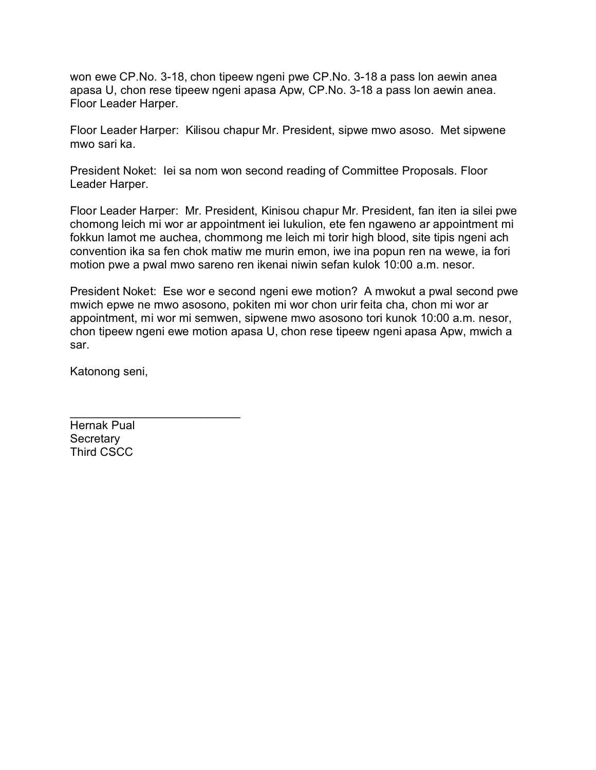won ewe CP.No. 3-18, chon tipeew ngeni pwe CP.No. 3-18 a pass lon aewin anea apasa U, chon rese tipeew ngeni apasa Apw, CP.No. 3-18 a pass lon aewin anea. Floor Leader Harper.

Floor Leader Harper: Kilisou chapur Mr. President, sipwe mwo asoso. Met sipwene mwo sari ka.

President Noket: Iei sa nom won second reading of Committee Proposals. Floor Leader Harper.

Floor Leader Harper: Mr. President, Kinisou chapur Mr. President, fan iten ia silei pwe chomong leich mi wor ar appointment iei lukulion, ete fen ngaweno ar appointment mi fokkun lamot me auchea, chommong me leich mi torir high blood, site tipis ngeni ach convention ika sa fen chok matiw me murin emon, iwe ina popun ren na wewe, ia fori motion pwe a pwal mwo sareno ren ikenai niwin sefan kulok 10:00 a.m. nesor.

President Noket: Ese wor e second ngeni ewe motion? A mwokut a pwal second pwe mwich epwe ne mwo asosono, pokiten mi wor chon urir feita cha, chon mi wor ar appointment, mi wor mi semwen, sipwene mwo asosono tori kunok 10:00 a.m. nesor, chon tipeew ngeni ewe motion apasa U, chon rese tipeew ngeni apasa Apw, mwich a sar.

Katonong seni,

\_\_\_\_\_\_\_\_\_\_\_\_\_\_\_\_\_\_\_\_\_\_\_\_\_\_\_\_

Hernak Pual  
Secretary  
Third CSCC